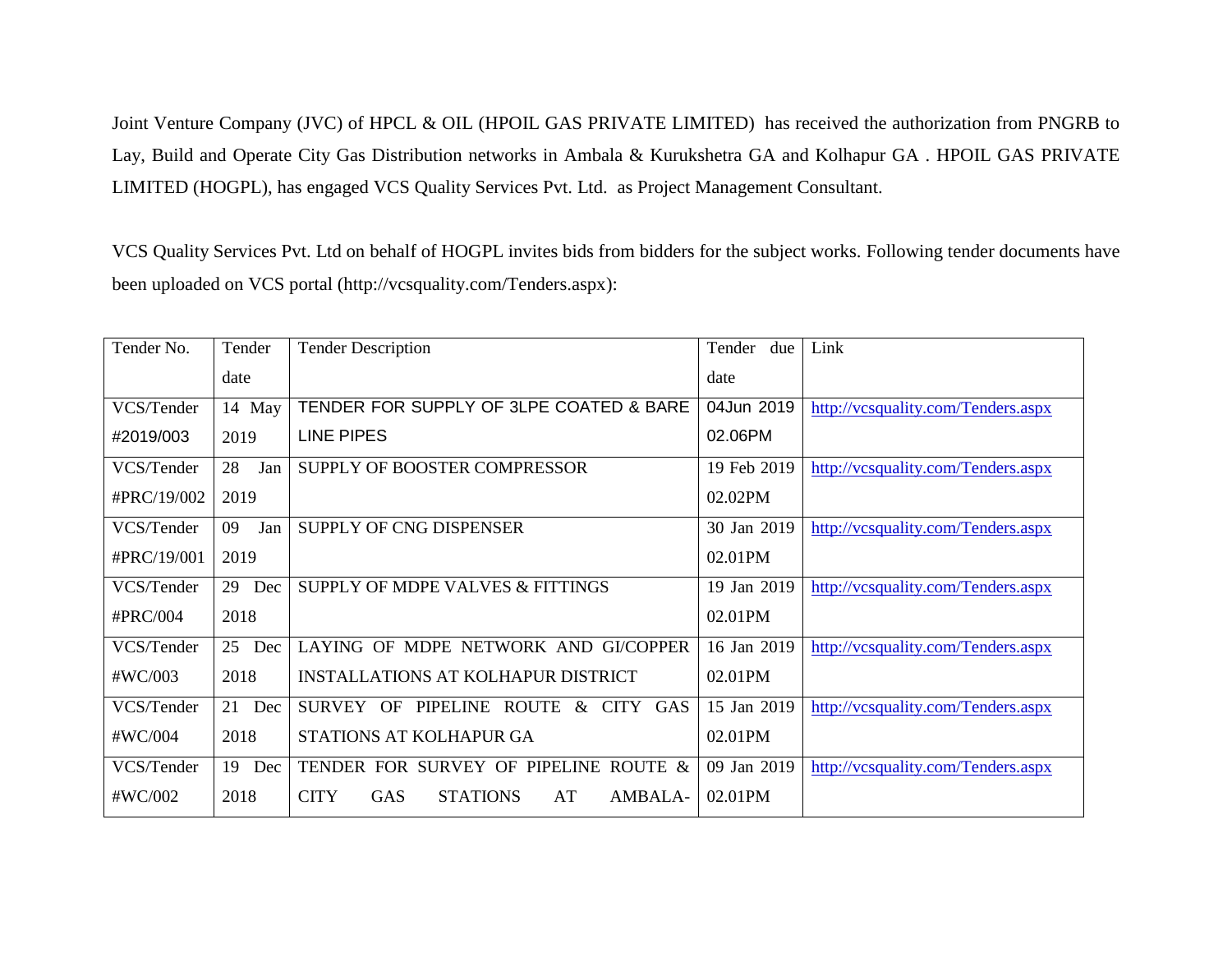Joint Venture Company (JVC) of HPCL & OIL (HPOIL GAS PRIVATE LIMITED) has received the authorization from PNGRB to Lay, Build and Operate City Gas Distribution networks in Ambala & Kurukshetra GA and Kolhapur GA . HPOIL GAS PRIVATE LIMITED (HOGPL), has engaged VCS Quality Services Pvt. Ltd. as Project Management Consultant.

VCS Quality Services Pvt. Ltd on behalf of HOGPL invites bids from bidders for the subject works. Following tender documents have been uploaded on VCS portal (http://vcsquality.com/Tenders.aspx):

| Tender No. | Tender date | Tender Description | Tender due date | Link |
|---|---|---|---|---|
| VCS/Tender #2019/003 | 14 May 2019 | TENDER FOR SUPPLY OF 3LPE COATED & BARE LINE PIPES | 04Jun 2019 02.06PM | http://vcsquality.com/Tenders.aspx |
| VCS/Tender #PRC/19/002 | 28 Jan 2019 | SUPPLY OF BOOSTER COMPRESSOR | 19 Feb 2019 02.02PM | http://vcsquality.com/Tenders.aspx |
| VCS/Tender #PRC/19/001 | 09 Jan 2019 | SUPPLY OF CNG DISPENSER | 30 Jan 2019 02.01PM | http://vcsquality.com/Tenders.aspx |
| VCS/Tender #PRC/004 | 29 Dec 2018 | SUPPLY OF MDPE VALVES & FITTINGS | 19 Jan 2019 02.01PM | http://vcsquality.com/Tenders.aspx |
| VCS/Tender #WC/003 | 25 Dec 2018 | LAYING OF MDPE NETWORK AND GI/COPPER INSTALLATIONS AT KOLHAPUR DISTRICT | 16 Jan 2019 02.01PM | http://vcsquality.com/Tenders.aspx |
| VCS/Tender #WC/004 | 21 Dec 2018 | SURVEY OF PIPELINE ROUTE & CITY GAS STATIONS AT KOLHAPUR GA | 15 Jan 2019 02.01PM | http://vcsquality.com/Tenders.aspx |
| VCS/Tender #WC/002 | 19 Dec 2018 | TENDER FOR SURVEY OF PIPELINE ROUTE & CITY GAS STATIONS AT AMBALA- | 09 Jan 2019 02.01PM | http://vcsquality.com/Tenders.aspx |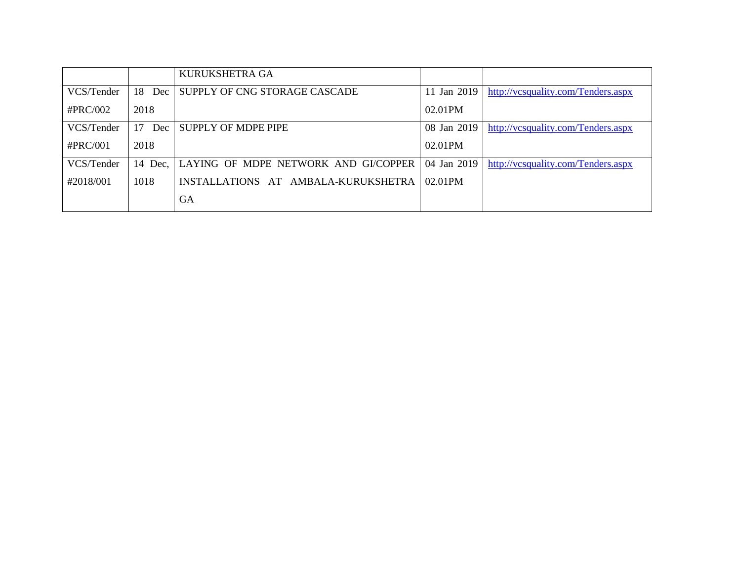| | | | | |
|---|---|---|---|---|
| | | KURUKSHETRA GA | | |
| VCS/Tender #PRC/002 | 18 Dec 2018 | SUPPLY OF CNG STORAGE CASCADE | 11 Jan 2019 02.01PM | http://vcsquality.com/Tenders.aspx |
| VCS/Tender #PRC/001 | 17 Dec 2018 | SUPPLY OF MDPE PIPE | 08 Jan 2019 02.01PM | http://vcsquality.com/Tenders.aspx |
| VCS/Tender #2018/001 | 14 Dec, 1018 | LAYING OF MDPE NETWORK AND GI/COPPER INSTALLATIONS AT AMBALA-KURUKSHETRA GA | 04 Jan 2019 02.01PM | http://vcsquality.com/Tenders.aspx |